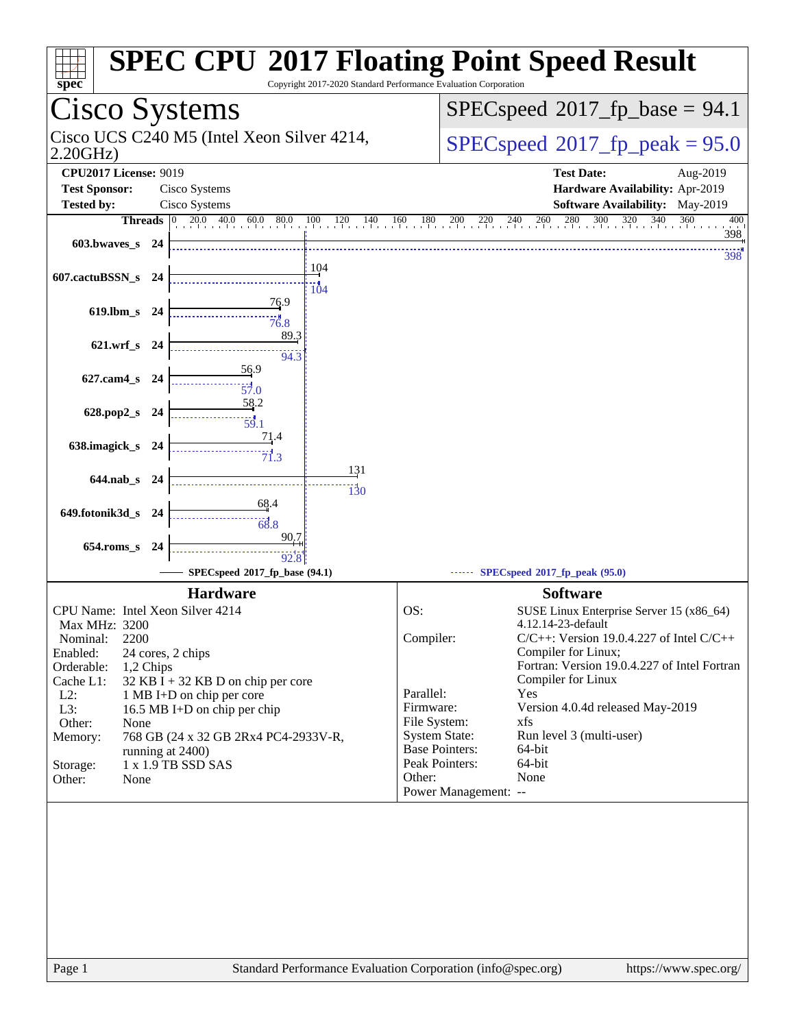# SPEC CPU 2017 Floating Point Speed Result

Copyright 2017-2020 Standard Performance Evaluation Corporation

## Cisco Systems

Cisco UCS C240 M5 (Intel Xeon Silver 4214, 2.20GHz)

SPECspeed 2017_fp_base = 94.1

SPECspeed 2017_fp_peak = 95.0

| | | | |
|---|---|---|---|
| **CPU2017 License:** 9019 | | **Test Date:** | Aug-2019 |
| **Test Sponsor:** | Cisco Systems | **Hardware Availability:** | Apr-2019 |
| **Tested by:** | Cisco Systems | **Software Availability:** | May-2019 |

| Benchmark | Threads | Base | Peak |
|---|---|---|---|
| 603.bwaves_s | 24 | 398 | 398 |
| 607.cactuBSSN_s | 24 | 104 | 104 |
| 619.lbm_s | 24 | 76.9 | 76.8 |
| 621.wrf_s | 24 | 89.3 | 94.3 |
| 627.cam4_s | 24 | 56.9 | 57.0 |
| 628.pop2_s | 24 | 58.2 | 59.1 |
| 638.imagick_s | 24 | 71.4 | 71.3 |
| 644.nab_s | 24 | 131 | 130 |
| 649.fotonik3d_s | 24 | 68.4 | 68.8 |
| 654.roms_s | 24 | 90.7 | 92.8 |

SPECspeed 2017_fp_base (94.1) — SPECspeed 2017_fp_peak (95.0)

### Hardware

| | |
|---|---|
| CPU Name: | Intel Xeon Silver 4214 |
| Max MHz: | 3200 |
| Nominal: | 2200 |
| Enabled: | 24 cores, 2 chips |
| Orderable: | 1,2 Chips |
| Cache L1: | 32 KB I + 32 KB D on chip per core |
| L2: | 1 MB I+D on chip per core |
| L3: | 16.5 MB I+D on chip per chip |
| Other: | None |
| Memory: | 768 GB (24 x 32 GB 2Rx4 PC4-2933V-R, running at 2400) |
| Storage: | 1 x 1.9 TB SSD SAS |
| Other: | None |

### Software

| | |
|---|---|
| OS: | SUSE Linux Enterprise Server 15 (x86_64) 4.12.14-23-default |
| Compiler: | C/C++: Version 19.0.4.227 of Intel C/C++ Compiler for Linux; Fortran: Version 19.0.4.227 of Intel Fortran Compiler for Linux |
| Parallel: | Yes |
| Firmware: | Version 4.0.4d released May-2019 |
| File System: | xfs |
| System State: | Run level 3 (multi-user) |
| Base Pointers: | 64-bit |
| Peak Pointers: | 64-bit |
| Other: | None |
| Power Management: | -- |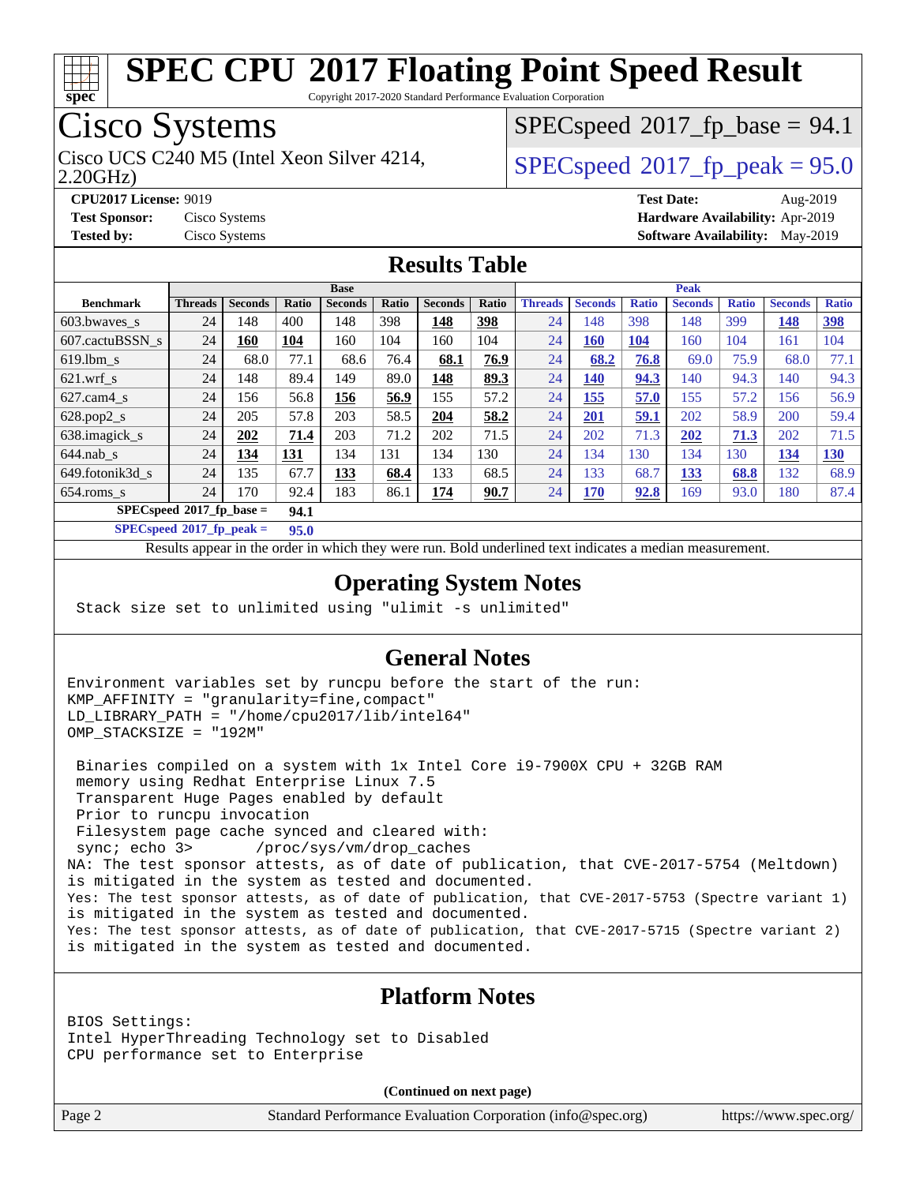# SPEC CPU 2017 Floating Point Speed Result

Copyright 2017-2020 Standard Performance Evaluation Corporation

## Cisco Systems

Cisco UCS C240 M5 (Intel Xeon Silver 4214, 2.20GHz)

SPECspeed 2017_fp_base = 94.1

SPECspeed 2017_fp_peak = 95.0

**CPU2017 License:** 9019
**Test Sponsor:** Cisco Systems
**Tested by:** Cisco Systems

**Test Date:** Aug-2019
**Hardware Availability:** Apr-2019
**Software Availability:** May-2019

## Results Table

| Benchmark | Base | | | | | | | Peak | | | | | | |
|---|---|---|---|---|---|---|---|---|---|---|---|---|---|---|
| | Threads | Seconds | Ratio | Seconds | Ratio | Seconds | Ratio | Threads | Seconds | Ratio | Seconds | Ratio | Seconds | Ratio |
| 603.bwaves_s | 24 | 148 | 400 | 148 | 398 | **148** | **398** | 24 | 148 | 398 | 148 | 399 | **148** | **398** |
| 607.cactuBSSN_s | 24 | **160** | **104** | 160 | 104 | 160 | 104 | 24 | **160** | **104** | 160 | 104 | 161 | 104 |
| 619.lbm_s | 24 | 68.0 | 77.1 | 68.6 | 76.4 | **68.1** | **76.9** | 24 | **68.2** | **76.8** | 69.0 | 75.9 | 68.0 | 77.1 |
| 621.wrf_s | 24 | 148 | 89.4 | 149 | 89.0 | **148** | **89.3** | 24 | **140** | **94.3** | 140 | 94.3 | 140 | 94.3 |
| 627.cam4_s | 24 | 156 | 56.8 | **156** | **56.9** | 155 | 57.2 | 24 | **155** | **57.0** | 155 | 57.2 | 156 | 56.9 |
| 628.pop2_s | 24 | 205 | 57.8 | 203 | 58.5 | **204** | **58.2** | 24 | **201** | **59.1** | 202 | 58.9 | 200 | 59.4 |
| 638.imagick_s | 24 | **202** | **71.4** | 203 | 71.2 | 202 | 71.5 | 24 | 202 | 71.3 | **202** | **71.3** | 202 | 71.5 |
| 644.nab_s | 24 | **134** | **131** | 134 | 131 | 134 | 130 | 24 | 134 | 130 | 134 | 130 | **134** | **130** |
| 649.fotonik3d_s | 24 | 135 | 67.7 | **133** | **68.4** | 133 | 68.5 | 24 | 133 | 68.7 | **133** | **68.8** | 132 | 68.9 |
| 654.roms_s | 24 | 170 | 92.4 | 183 | 86.1 | **174** | **90.7** | 24 | **170** | **92.8** | 169 | 93.0 | 180 | 87.4 |

**SPECspeed 2017_fp_base = 94.1**

**SPECspeed 2017_fp_peak = 95.0**

Results appear in the order in which they were run. Bold underlined text indicates a median measurement.

## Operating System Notes

```
Stack size set to unlimited using "ulimit -s unlimited"
```

## General Notes

```
Environment variables set by runcpu before the start of the run:
KMP_AFFINITY = "granularity=fine,compact"
LD_LIBRARY_PATH = "/home/cpu2017/lib/intel64"
OMP_STACKSIZE = "192M"

 Binaries compiled on a system with 1x Intel Core i9-7900X CPU + 32GB RAM
 memory using Redhat Enterprise Linux 7.5
 Transparent Huge Pages enabled by default
 Prior to runcpu invocation
 Filesystem page cache synced and cleared with:
 sync; echo 3>       /proc/sys/vm/drop_caches
NA: The test sponsor attests, as of date of publication, that CVE-2017-5754 (Meltdown)
is mitigated in the system as tested and documented.
Yes: The test sponsor attests, as of date of publication, that CVE-2017-5753 (Spectre variant 1)
is mitigated in the system as tested and documented.
Yes: The test sponsor attests, as of date of publication, that CVE-2017-5715 (Spectre variant 2)
is mitigated in the system as tested and documented.
```

## Platform Notes

```
BIOS Settings:
Intel HyperThreading Technology set to Disabled
CPU performance set to Enterprise
```

**(Continued on next page)**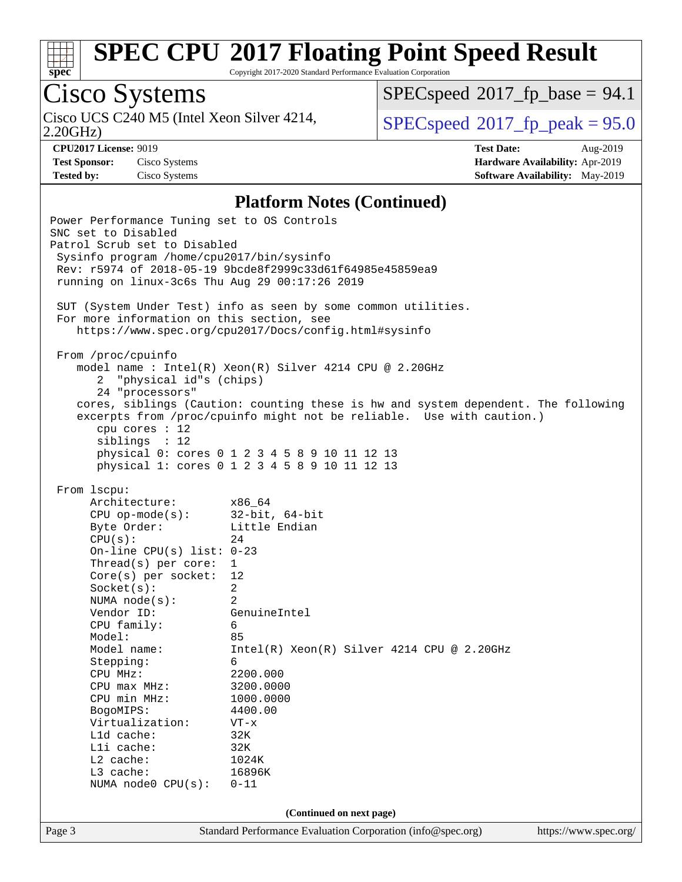## Platform Notes (Continued)

```
Power Performance Tuning set to OS Controls
SNC set to Disabled
Patrol Scrub set to Disabled
 Sysinfo program /home/cpu2017/bin/sysinfo
 Rev: r5974 of 2018-05-19 9bcde8f2999c33d61f64985e45859ea9
 running on linux-3c6s Thu Aug 29 00:17:26 2019

 SUT (System Under Test) info as seen by some common utilities.
 For more information on this section, see
    https://www.spec.org/cpu2017/Docs/config.html#sysinfo

 From /proc/cpuinfo
    model name : Intel(R) Xeon(R) Silver 4214 CPU @ 2.20GHz
       2  "physical id"s (chips)
       24 "processors"
    cores, siblings (Caution: counting these is hw and system dependent. The following
    excerpts from /proc/cpuinfo might not be reliable.  Use with caution.)
       cpu cores : 12
       siblings  : 12
       physical 0: cores 0 1 2 3 4 5 8 9 10 11 12 13
       physical 1: cores 0 1 2 3 4 5 8 9 10 11 12 13

 From lscpu:
      Architecture:        x86_64
      CPU op-mode(s):      32-bit, 64-bit
      Byte Order:          Little Endian
      CPU(s):              24
      On-line CPU(s) list: 0-23
      Thread(s) per core:  1
      Core(s) per socket:  12
      Socket(s):           2
      NUMA node(s):        2
      Vendor ID:           GenuineIntel
      CPU family:          6
      Model:               85
      Model name:          Intel(R) Xeon(R) Silver 4214 CPU @ 2.20GHz
      Stepping:            6
      CPU MHz:             2200.000
      CPU max MHz:         3200.0000
      CPU min MHz:         1000.0000
      BogoMIPS:            4400.00
      Virtualization:      VT-x
      L1d cache:           32K
      L1i cache:           32K
      L2 cache:            1024K
      L3 cache:            16896K
      NUMA node0 CPU(s):   0-11
```

(Continued on next page)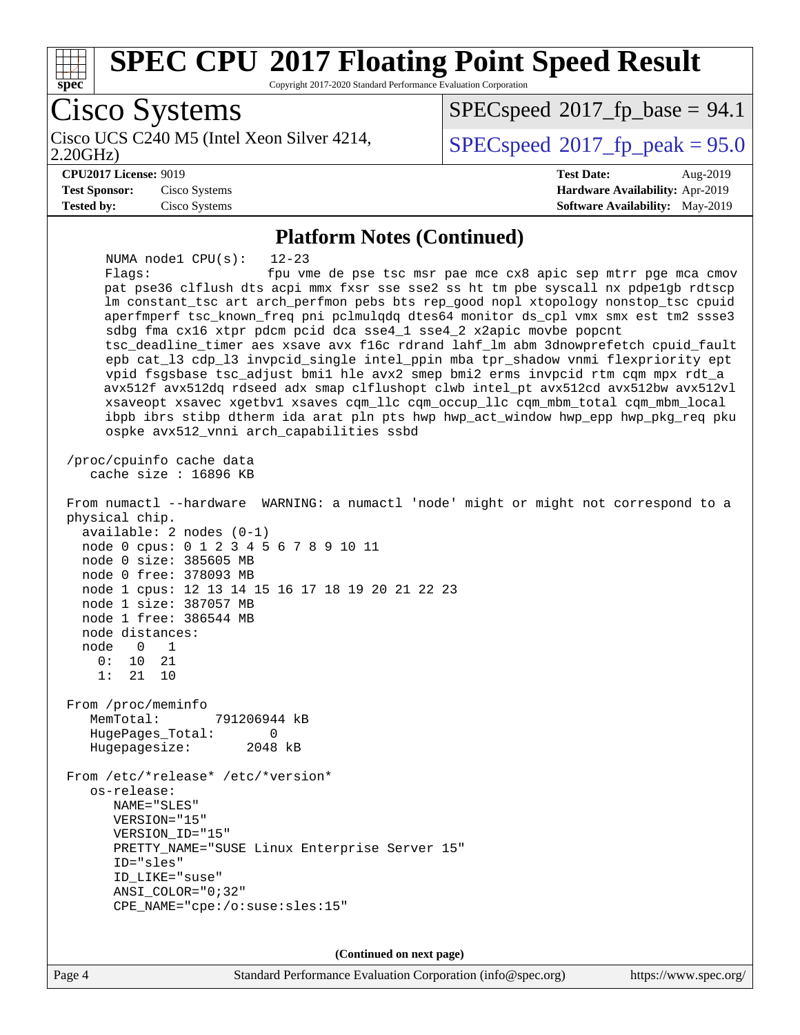## Platform Notes (Continued)

```
     NUMA node1 CPU(s):   12-23
     Flags:               fpu vme de pse tsc msr pae mce cx8 apic sep mtrr pge mca cmov
     pat pse36 clflush dts acpi mmx fxsr sse sse2 ss ht tm pbe syscall nx pdpe1gb rdtscp
     lm constant_tsc art arch_perfmon pebs bts rep_good nopl xtopology nonstop_tsc cpuid
     aperfmperf tsc_known_freq pni pclmulqdq dtes64 monitor ds_cpl vmx smx est tm2 ssse3
     sdbg fma cx16 xtpr pdcm pcid dca sse4_1 sse4_2 x2apic movbe popcnt
     tsc_deadline_timer aes xsave avx f16c rdrand lahf_lm abm 3dnowprefetch cpuid_fault
     epb cat_l3 cdp_l3 invpcid_single intel_ppin mba tpr_shadow vnmi flexpriority ept
     vpid fsgsbase tsc_adjust bmi1 hle avx2 smep bmi2 erms invpcid rtm cqm mpx rdt_a
     avx512f avx512dq rdseed adx smap clflushopt clwb intel_pt avx512cd avx512bw avx512vl
     xsaveopt xsavec xgetbv1 xsaves cqm_llc cqm_occup_llc cqm_mbm_total cqm_mbm_local
     ibpb ibrs stibp dtherm ida arat pln pts hwp hwp_act_window hwp_epp hwp_pkg_req pku
     ospke avx512_vnni arch_capabilities ssbd

 /proc/cpuinfo cache data
    cache size : 16896 KB

 From numactl --hardware  WARNING: a numactl 'node' might or might not correspond to a
 physical chip.
   available: 2 nodes (0-1)
   node 0 cpus: 0 1 2 3 4 5 6 7 8 9 10 11
   node 0 size: 385605 MB
   node 0 free: 378093 MB
   node 1 cpus: 12 13 14 15 16 17 18 19 20 21 22 23
   node 1 size: 387057 MB
   node 1 free: 386544 MB
   node distances:
   node   0   1
     0:  10  21
     1:  21  10

 From /proc/meminfo
    MemTotal:       791206944 kB
    HugePages_Total:       0
    Hugepagesize:       2048 kB

 From /etc/*release* /etc/*version*
    os-release:
       NAME="SLES"
       VERSION="15"
       VERSION_ID="15"
       PRETTY_NAME="SUSE Linux Enterprise Server 15"
       ID="sles"
       ID_LIKE="suse"
       ANSI_COLOR="0;32"
       CPE_NAME="cpe:/o:suse:sles:15"
```

**(Continued on next page)**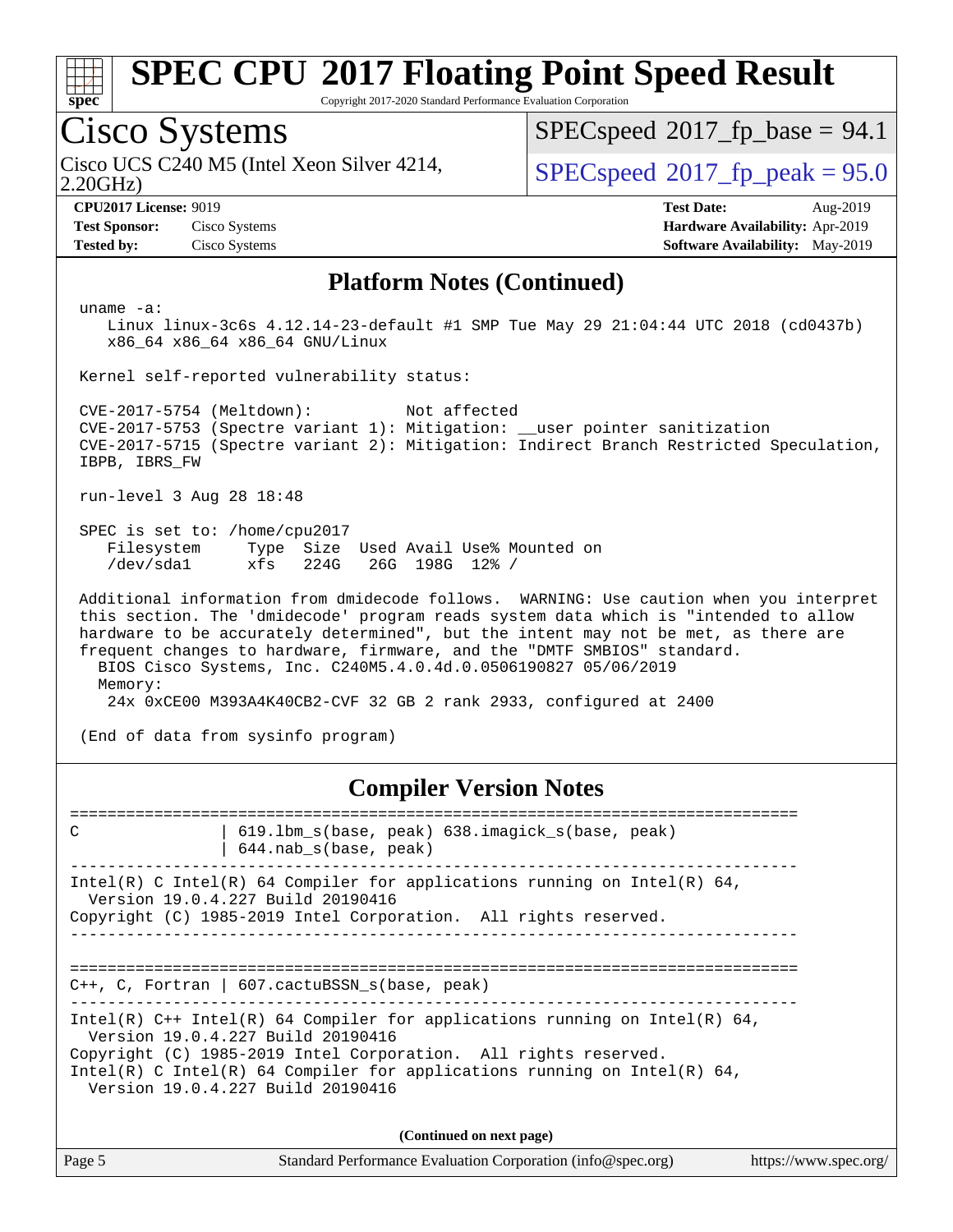## Platform Notes (Continued)

```
uname -a:
   Linux linux-3c6s 4.12.14-23-default #1 SMP Tue May 29 21:04:44 UTC 2018 (cd0437b)
   x86_64 x86_64 x86_64 GNU/Linux

Kernel self-reported vulnerability status:

CVE-2017-5754 (Meltdown):          Not affected
CVE-2017-5753 (Spectre variant 1): Mitigation: __user pointer sanitization
CVE-2017-5715 (Spectre variant 2): Mitigation: Indirect Branch Restricted Speculation,
IBPB, IBRS_FW

run-level 3 Aug 28 18:48

SPEC is set to: /home/cpu2017
   Filesystem     Type  Size  Used Avail Use% Mounted on
   /dev/sda1      xfs   224G   26G  198G  12% /

Additional information from dmidecode follows.  WARNING: Use caution when you interpret
this section. The 'dmidecode' program reads system data which is "intended to allow
hardware to be accurately determined", but the intent may not be met, as there are
frequent changes to hardware, firmware, and the "DMTF SMBIOS" standard.
  BIOS Cisco Systems, Inc. C240M5.4.0.4d.0.0506190827 05/06/2019
  Memory:
    24x 0xCE00 M393A4K40CB2-CVF 32 GB 2 rank 2933, configured at 2400

(End of data from sysinfo program)
```

## Compiler Version Notes

```
==============================================================================
C               | 619.lbm_s(base, peak) 638.imagick_s(base, peak)
                | 644.nab_s(base, peak)
------------------------------------------------------------------------------
Intel(R) C Intel(R) 64 Compiler for applications running on Intel(R) 64,
  Version 19.0.4.227 Build 20190416
Copyright (C) 1985-2019 Intel Corporation.  All rights reserved.
------------------------------------------------------------------------------

==============================================================================
C++, C, Fortran | 607.cactuBSSN_s(base, peak)
------------------------------------------------------------------------------
Intel(R) C++ Intel(R) 64 Compiler for applications running on Intel(R) 64,
  Version 19.0.4.227 Build 20190416
Copyright (C) 1985-2019 Intel Corporation.  All rights reserved.
Intel(R) C Intel(R) 64 Compiler for applications running on Intel(R) 64,
  Version 19.0.4.227 Build 20190416
```

**(Continued on next page)**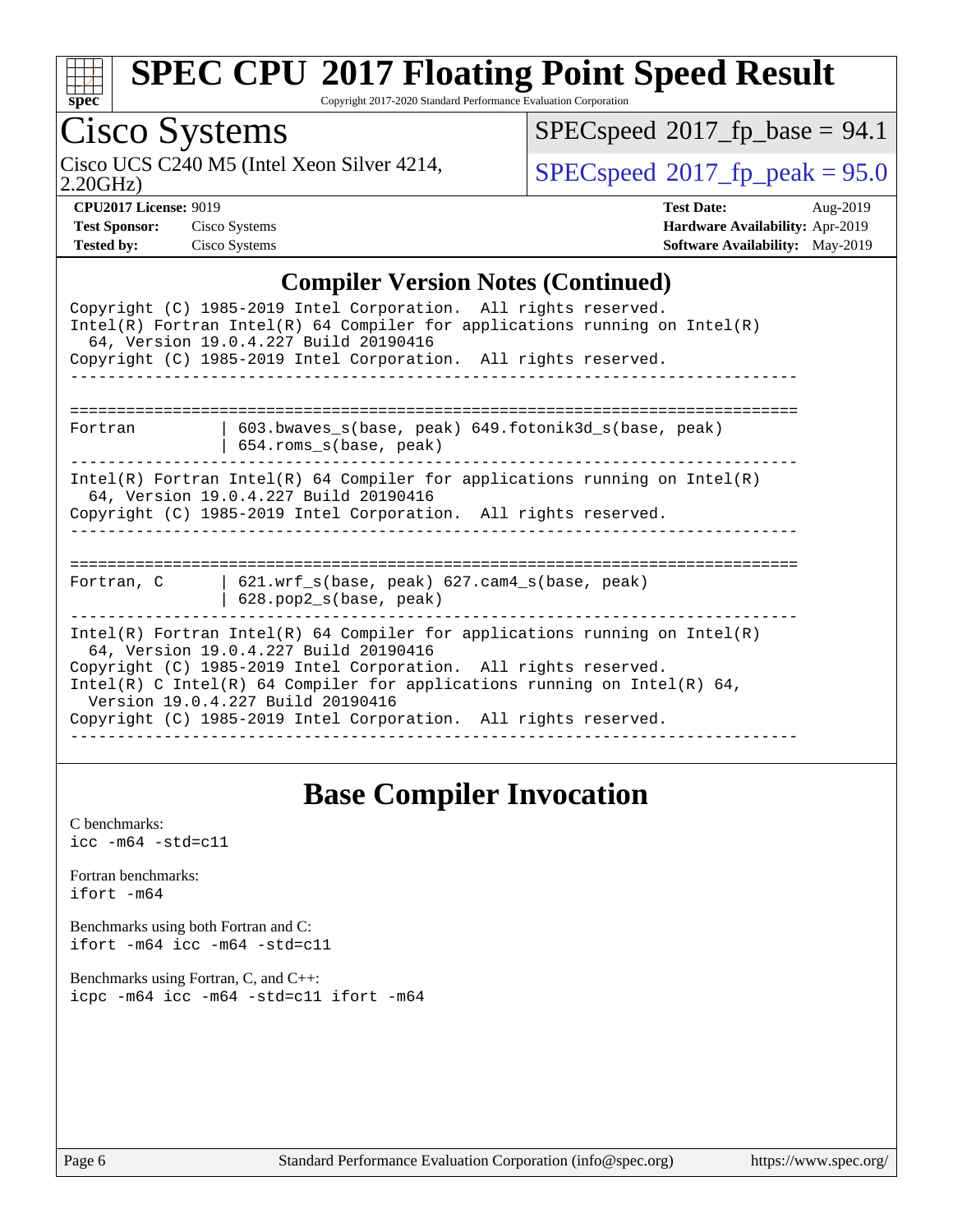## Compiler Version Notes (Continued)

```
Copyright (C) 1985-2019 Intel Corporation.  All rights reserved.
Intel(R) Fortran Intel(R) 64 Compiler for applications running on Intel(R)
  64, Version 19.0.4.227 Build 20190416
Copyright (C) 1985-2019 Intel Corporation.  All rights reserved.
------------------------------------------------------------------------------

==============================================================================
Fortran          | 603.bwaves_s(base, peak) 649.fotonik3d_s(base, peak)
                 | 654.roms_s(base, peak)
------------------------------------------------------------------------------
Intel(R) Fortran Intel(R) 64 Compiler for applications running on Intel(R)
  64, Version 19.0.4.227 Build 20190416
Copyright (C) 1985-2019 Intel Corporation.  All rights reserved.
------------------------------------------------------------------------------

==============================================================================
Fortran, C       | 621.wrf_s(base, peak) 627.cam4_s(base, peak)
                 | 628.pop2_s(base, peak)
------------------------------------------------------------------------------
Intel(R) Fortran Intel(R) 64 Compiler for applications running on Intel(R)
  64, Version 19.0.4.227 Build 20190416
Copyright (C) 1985-2019 Intel Corporation.  All rights reserved.
Intel(R) C Intel(R) 64 Compiler for applications running on Intel(R) 64,
  Version 19.0.4.227 Build 20190416
Copyright (C) 1985-2019 Intel Corporation.  All rights reserved.
------------------------------------------------------------------------------
```

## Base Compiler Invocation

C benchmarks:
```
icc -m64 -std=c11
```

Fortran benchmarks:
```
ifort -m64
```

Benchmarks using both Fortran and C:
```
ifort -m64 icc -m64 -std=c11
```

Benchmarks using Fortran, C, and C++:
```
icpc -m64 icc -m64 -std=c11 ifort -m64
```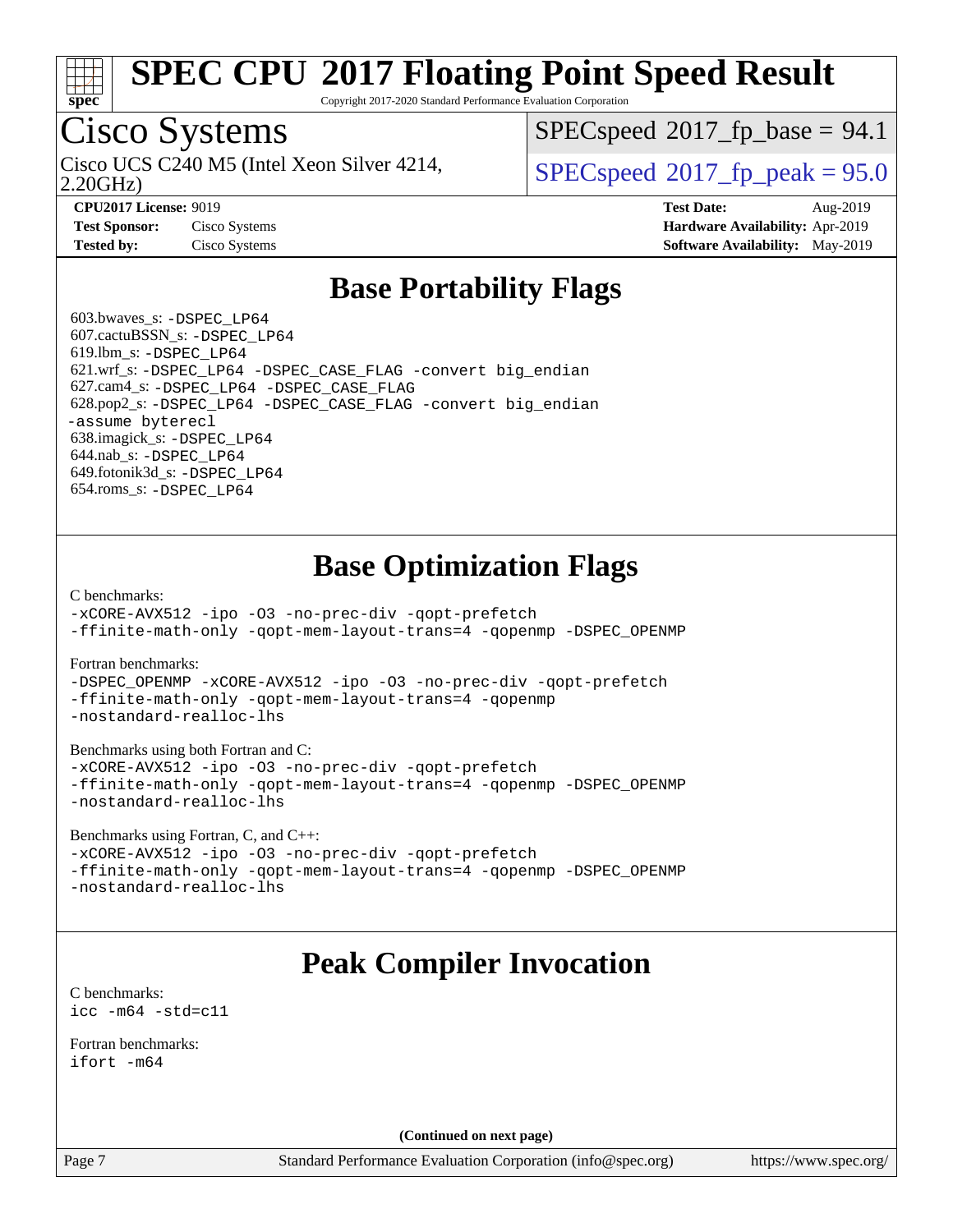# SPEC CPU 2017 Floating Point Speed Result

Copyright 2017-2020 Standard Performance Evaluation Corporation

## Cisco Systems

Cisco UCS C240 M5 (Intel Xeon Silver 4214, 2.20GHz)

SPECspeed 2017_fp_base = 94.1

SPECspeed 2017_fp_peak = 95.0

**CPU2017 License:** 9019
**Test Sponsor:** Cisco Systems
**Tested by:** Cisco Systems

**Test Date:** Aug-2019
**Hardware Availability:** Apr-2019
**Software Availability:** May-2019

## Base Portability Flags

603.bwaves_s: -DSPEC_LP64
607.cactuBSSN_s: -DSPEC_LP64
619.lbm_s: -DSPEC_LP64
621.wrf_s: -DSPEC_LP64 -DSPEC_CASE_FLAG -convert big_endian
627.cam4_s: -DSPEC_LP64 -DSPEC_CASE_FLAG
628.pop2_s: -DSPEC_LP64 -DSPEC_CASE_FLAG -convert big_endian -assume byterecl
638.imagick_s: -DSPEC_LP64
644.nab_s: -DSPEC_LP64
649.fotonik3d_s: -DSPEC_LP64
654.roms_s: -DSPEC_LP64

## Base Optimization Flags

C benchmarks:
-xCORE-AVX512 -ipo -O3 -no-prec-div -qopt-prefetch -ffinite-math-only -qopt-mem-layout-trans=4 -qopenmp -DSPEC_OPENMP

Fortran benchmarks:
-DSPEC_OPENMP -xCORE-AVX512 -ipo -O3 -no-prec-div -qopt-prefetch -ffinite-math-only -qopt-mem-layout-trans=4 -qopenmp -nostandard-realloc-lhs

Benchmarks using both Fortran and C:
-xCORE-AVX512 -ipo -O3 -no-prec-div -qopt-prefetch -ffinite-math-only -qopt-mem-layout-trans=4 -qopenmp -DSPEC_OPENMP -nostandard-realloc-lhs

Benchmarks using Fortran, C, and C++:
-xCORE-AVX512 -ipo -O3 -no-prec-div -qopt-prefetch -ffinite-math-only -qopt-mem-layout-trans=4 -qopenmp -DSPEC_OPENMP -nostandard-realloc-lhs

## Peak Compiler Invocation

C benchmarks:
icc -m64 -std=c11

Fortran benchmarks:
ifort -m64

(Continued on next page)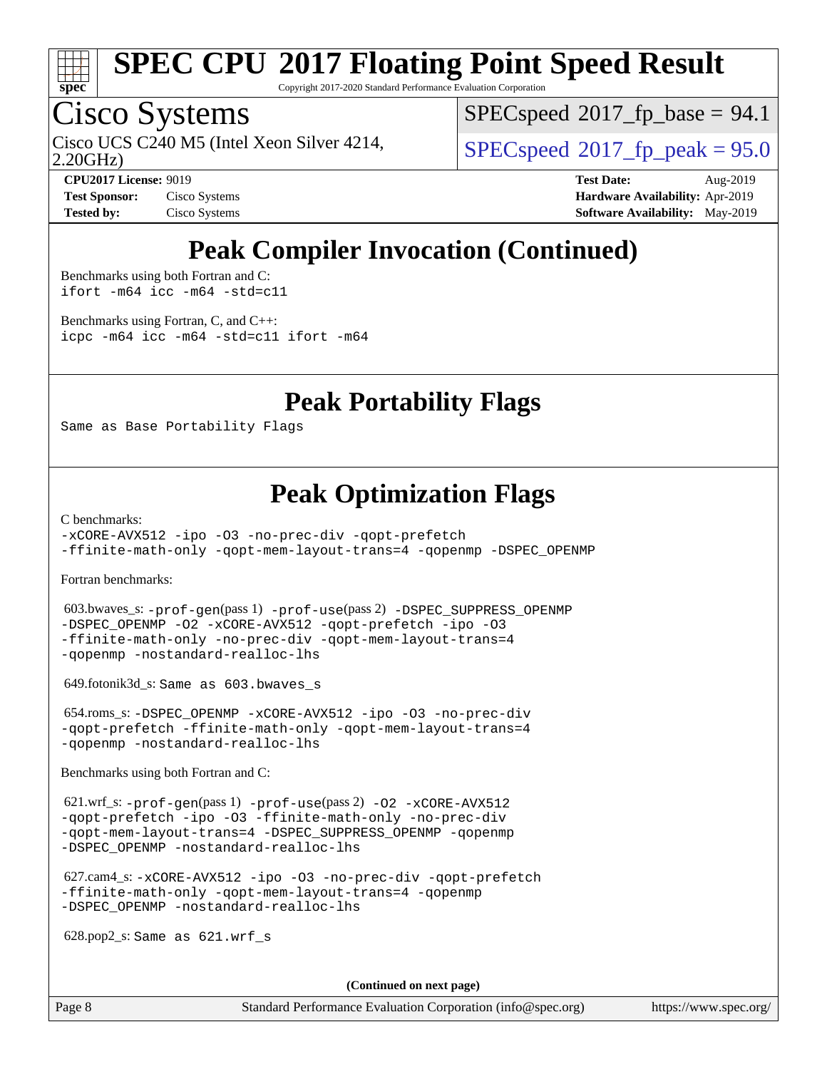# SPEC CPU 2017 Floating Point Speed Result

Copyright 2017-2020 Standard Performance Evaluation Corporation

## Cisco Systems

Cisco UCS C240 M5 (Intel Xeon Silver 4214, 2.20GHz)

SPECspeed 2017_fp_base = 94.1

SPECspeed 2017_fp_peak = 95.0

**CPU2017 License:** 9019
**Test Sponsor:** Cisco Systems
**Tested by:** Cisco Systems

**Test Date:** Aug-2019
**Hardware Availability:** Apr-2019
**Software Availability:** May-2019

## Peak Compiler Invocation (Continued)

Benchmarks using both Fortran and C:
```
ifort -m64 icc -m64 -std=c11
```

Benchmarks using Fortran, C, and C++:
```
icpc -m64 icc -m64 -std=c11 ifort -m64
```

## Peak Portability Flags

Same as Base Portability Flags

## Peak Optimization Flags

C benchmarks:
```
-xCORE-AVX512 -ipo -O3 -no-prec-div -qopt-prefetch
-ffinite-math-only -qopt-mem-layout-trans=4 -qopenmp -DSPEC_OPENMP
```

Fortran benchmarks:

603.bwaves_s: -prof-gen(pass 1) -prof-use(pass 2) -DSPEC_SUPPRESS_OPENMP -DSPEC_OPENMP -O2 -xCORE-AVX512 -qopt-prefetch -ipo -O3 -ffinite-math-only -no-prec-div -qopt-mem-layout-trans=4 -qopenmp -nostandard-realloc-lhs

649.fotonik3d_s: Same as 603.bwaves_s

654.roms_s: -DSPEC_OPENMP -xCORE-AVX512 -ipo -O3 -no-prec-div -qopt-prefetch -ffinite-math-only -qopt-mem-layout-trans=4 -qopenmp -nostandard-realloc-lhs

Benchmarks using both Fortran and C:

621.wrf_s: -prof-gen(pass 1) -prof-use(pass 2) -O2 -xCORE-AVX512 -qopt-prefetch -ipo -O3 -ffinite-math-only -no-prec-div -qopt-mem-layout-trans=4 -DSPEC_SUPPRESS_OPENMP -qopenmp -DSPEC_OPENMP -nostandard-realloc-lhs

627.cam4_s: -xCORE-AVX512 -ipo -O3 -no-prec-div -qopt-prefetch -ffinite-math-only -qopt-mem-layout-trans=4 -qopenmp -DSPEC_OPENMP -nostandard-realloc-lhs

628.pop2_s: Same as 621.wrf_s

**(Continued on next page)**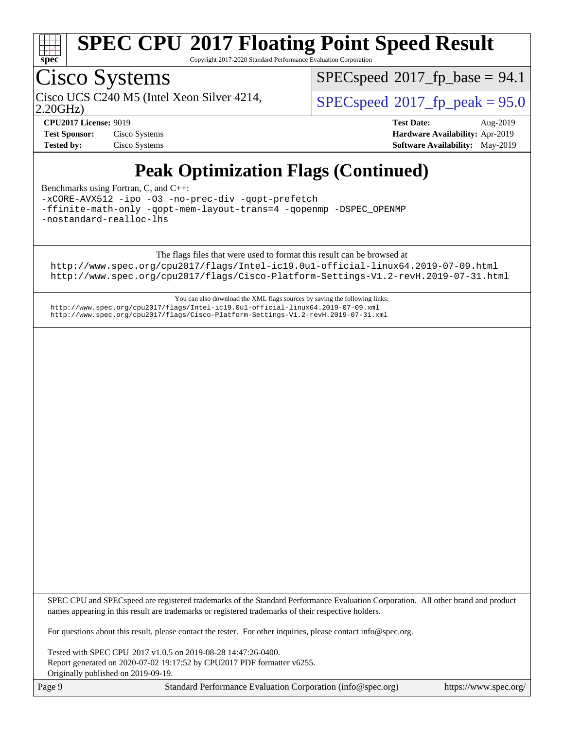# Peak Optimization Flags (Continued)

Benchmarks using Fortran, C, and C++:

```
-xCORE-AVX512 -ipo -O3 -no-prec-div -qopt-prefetch
-ffinite-math-only -qopt-mem-layout-trans=4 -qopenmp -DSPEC_OPENMP
-nostandard-realloc-lhs
```

The flags files that were used to format this result can be browsed at

http://www.spec.org/cpu2017/flags/Intel-ic19.0u1-official-linux64.2019-07-09.html
http://www.spec.org/cpu2017/flags/Cisco-Platform-Settings-V1.2-revH.2019-07-31.html

You can also download the XML flags sources by saving the following links:

http://www.spec.org/cpu2017/flags/Intel-ic19.0u1-official-linux64.2019-07-09.xml
http://www.spec.org/cpu2017/flags/Cisco-Platform-Settings-V1.2-revH.2019-07-31.xml

SPEC CPU and SPECspeed are registered trademarks of the Standard Performance Evaluation Corporation. All other brand and product names appearing in this result are trademarks or registered trademarks of their respective holders.

For questions about this result, please contact the tester. For other inquiries, please contact info@spec.org.

Tested with SPEC CPU 2017 v1.0.5 on 2019-08-28 14:47:26-0400.
Report generated on 2020-07-02 19:17:52 by CPU2017 PDF formatter v6255.
Originally published on 2019-09-19.